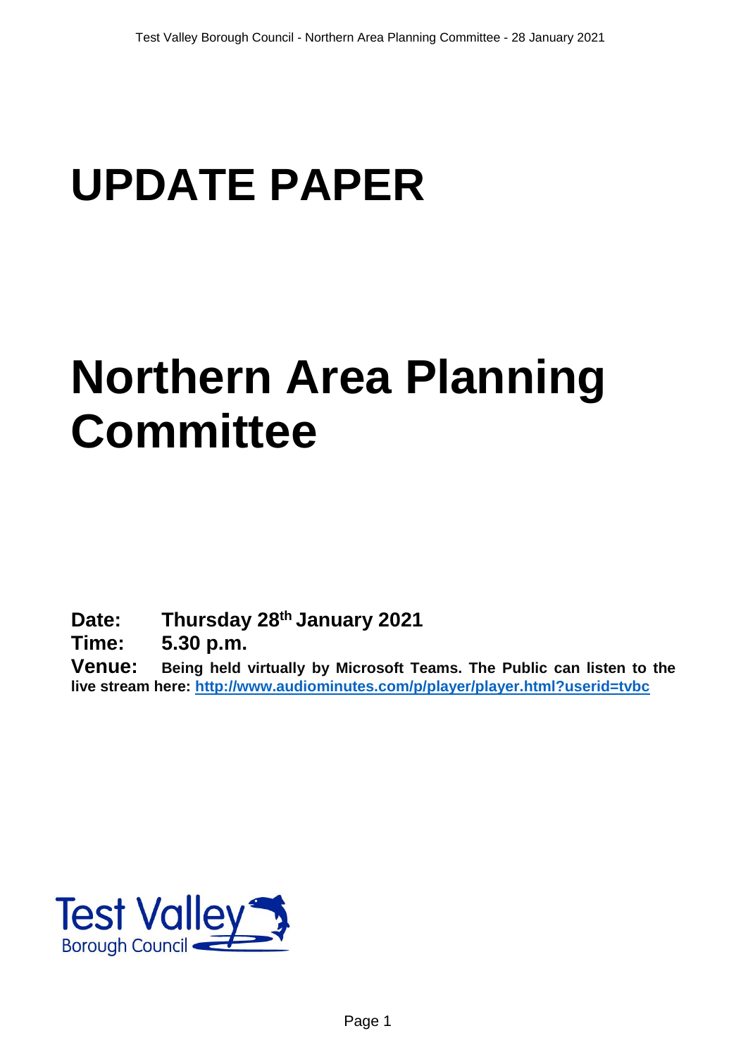# UPDATE PAPER

# Northern Area Planning Committee

**Date:** **Thursday 28th January 2021**

**Time:** **5.30 p.m.**

**Venue:** **Being held virtually by Microsoft Teams. The Public can listen to the live stream here: [http://www.audiominutes.com/p/player/player.html?userid=tvbc](http://www.audiominutes.com/p/player/player.html?userid=tvbc)**

Test Valley Borough Council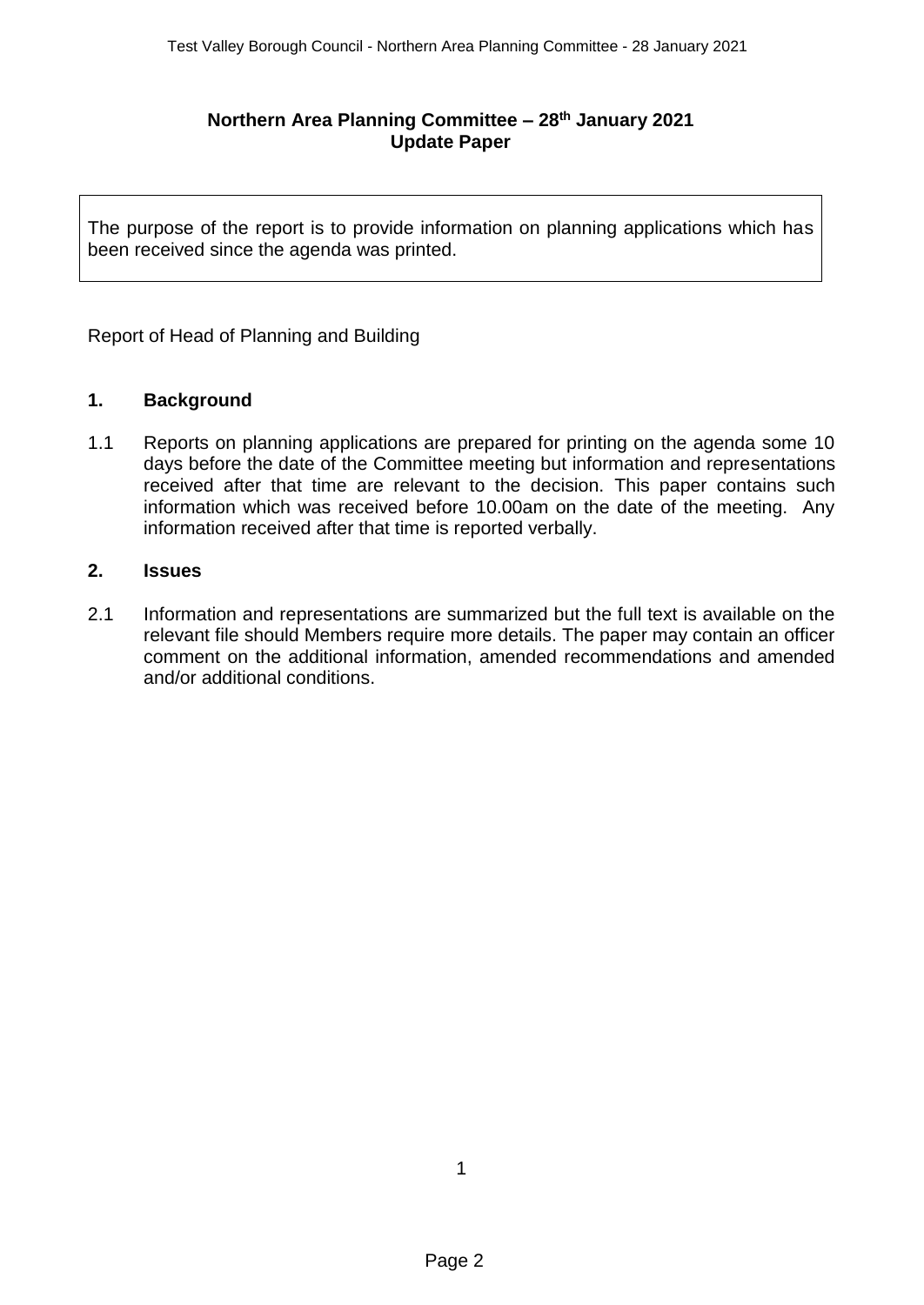# Northern Area Planning Committee – 28th January 2021
## Update Paper

The purpose of the report is to provide information on planning applications which has been received since the agenda was printed.

Report of Head of Planning and Building

## 1. Background

1.1 Reports on planning applications are prepared for printing on the agenda some 10 days before the date of the Committee meeting but information and representations received after that time are relevant to the decision. This paper contains such information which was received before 10.00am on the date of the meeting. Any information received after that time is reported verbally.

## 2. Issues

2.1 Information and representations are summarized but the full text is available on the relevant file should Members require more details. The paper may contain an officer comment on the additional information, amended recommendations and amended and/or additional conditions.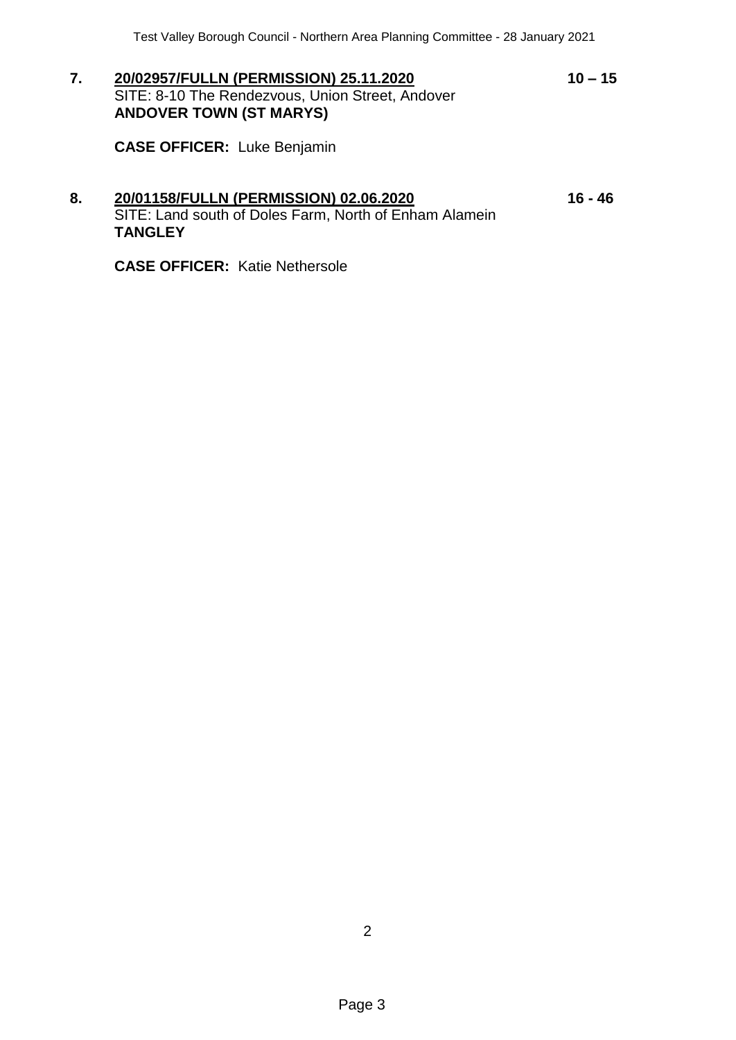**7.** **20/02957/FULLN (PERMISSION) 25.11.2020** **10 – 15**
SITE: 8-10 The Rendezvous, Union Street, Andover
**ANDOVER TOWN (ST MARYS)**

**CASE OFFICER:** Luke Benjamin

**8.** **20/01158/FULLN (PERMISSION) 02.06.2020** **16 - 46**
SITE: Land south of Doles Farm, North of Enham Alamein
**TANGLEY**

**CASE OFFICER:** Katie Nethersole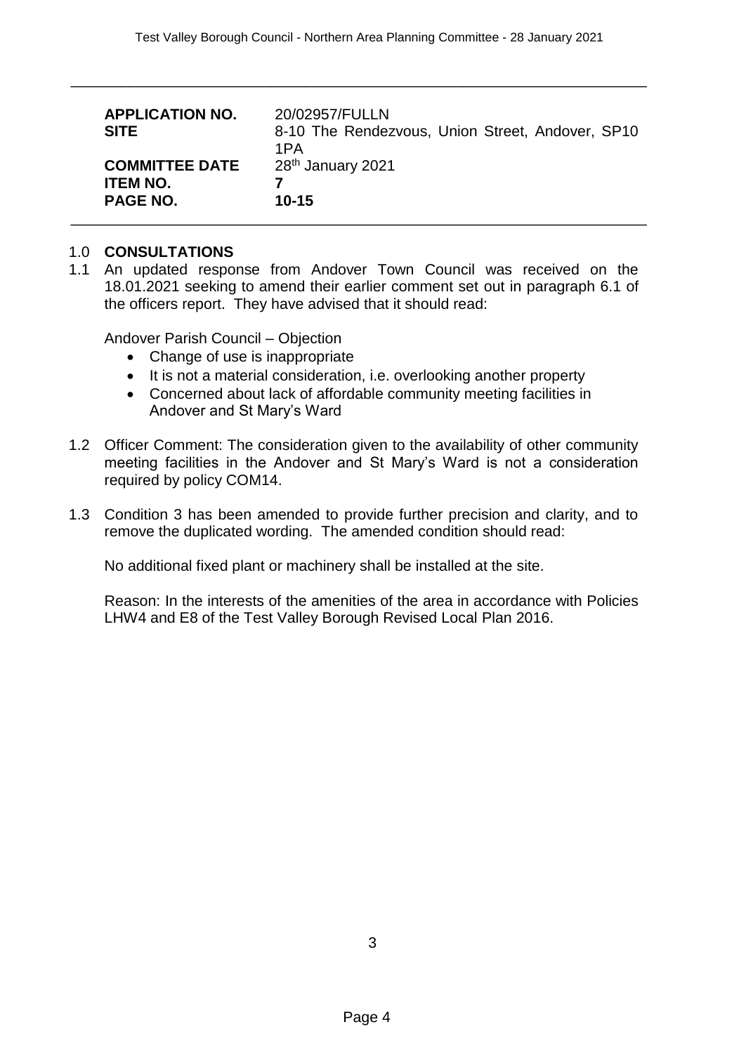| | |
|---|---|
| **APPLICATION NO.** | 20/02957/FULLN |
| **SITE** | 8-10 The Rendezvous, Union Street, Andover, SP10 1PA |
| **COMMITTEE DATE** | 28th January 2021 |
| **ITEM NO.** | **7** |
| **PAGE NO.** | **10-15** |

## 1.0 CONSULTATIONS

1.1 An updated response from Andover Town Council was received on the 18.01.2021 seeking to amend their earlier comment set out in paragraph 6.1 of the officers report. They have advised that it should read:

Andover Parish Council – Objection

- Change of use is inappropriate
- It is not a material consideration, i.e. overlooking another property
- Concerned about lack of affordable community meeting facilities in Andover and St Mary's Ward

1.2 Officer Comment: The consideration given to the availability of other community meeting facilities in the Andover and St Mary's Ward is not a consideration required by policy COM14.

1.3 Condition 3 has been amended to provide further precision and clarity, and to remove the duplicated wording. The amended condition should read:

No additional fixed plant or machinery shall be installed at the site.

Reason: In the interests of the amenities of the area in accordance with Policies LHW4 and E8 of the Test Valley Borough Revised Local Plan 2016.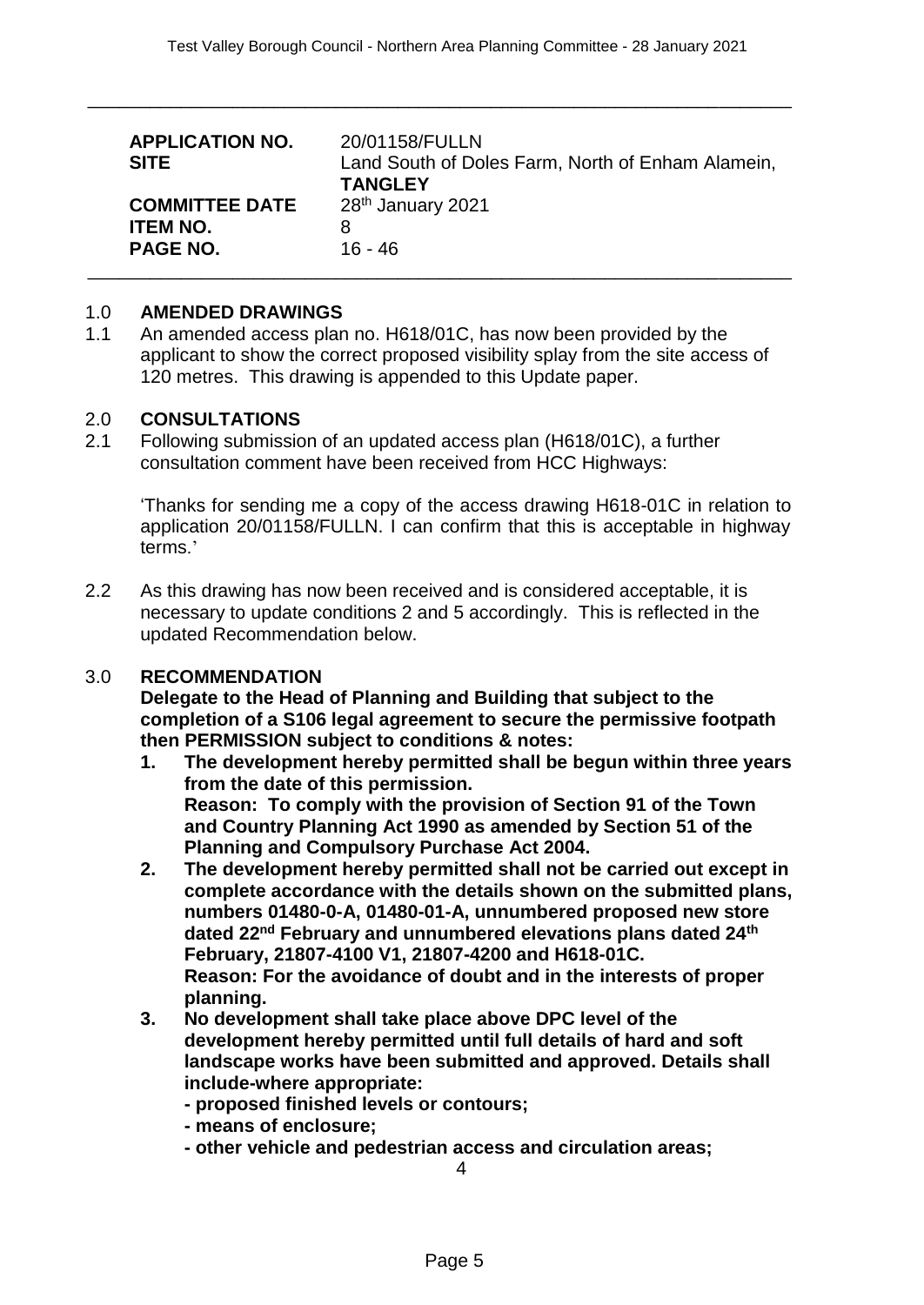| | |
|---|---|
| **APPLICATION NO.** | 20/01158/FULLN |
| **SITE** | Land South of Doles Farm, North of Enham Alamein, **TANGLEY** |
| **COMMITTEE DATE** | 28th January 2021 |
| **ITEM NO.** | 8 |
| **PAGE NO.** | 16 - 46 |

## 1.0 AMENDED DRAWINGS

1.1 An amended access plan no. H618/01C, has now been provided by the applicant to show the correct proposed visibility splay from the site access of 120 metres. This drawing is appended to this Update paper.

## 2.0 CONSULTATIONS

2.1 Following submission of an updated access plan (H618/01C), a further consultation comment have been received from HCC Highways:

'Thanks for sending me a copy of the access drawing H618-01C in relation to application 20/01158/FULLN. I can confirm that this is acceptable in highway terms.'

2.2 As this drawing has now been received and is considered acceptable, it is necessary to update conditions 2 and 5 accordingly. This is reflected in the updated Recommendation below.

## 3.0 RECOMMENDATION

**Delegate to the Head of Planning and Building that subject to the completion of a S106 legal agreement to secure the permissive footpath then PERMISSION subject to conditions & notes:**

1. **The development hereby permitted shall be begun within three years from the date of this permission.**
   **Reason: To comply with the provision of Section 91 of the Town and Country Planning Act 1990 as amended by Section 51 of the Planning and Compulsory Purchase Act 2004.**
2. **The development hereby permitted shall not be carried out except in complete accordance with the details shown on the submitted plans, numbers 01480-0-A, 01480-01-A, unnumbered proposed new store dated 22nd February and unnumbered elevations plans dated 24th February, 21807-4100 V1, 21807-4200 and H618-01C.**
   **Reason: For the avoidance of doubt and in the interests of proper planning.**
3. **No development shall take place above DPC level of the development hereby permitted until full details of hard and soft landscape works have been submitted and approved. Details shall include-where appropriate:**
   - **proposed finished levels or contours;**
   - **means of enclosure;**
   - **other vehicle and pedestrian access and circulation areas;**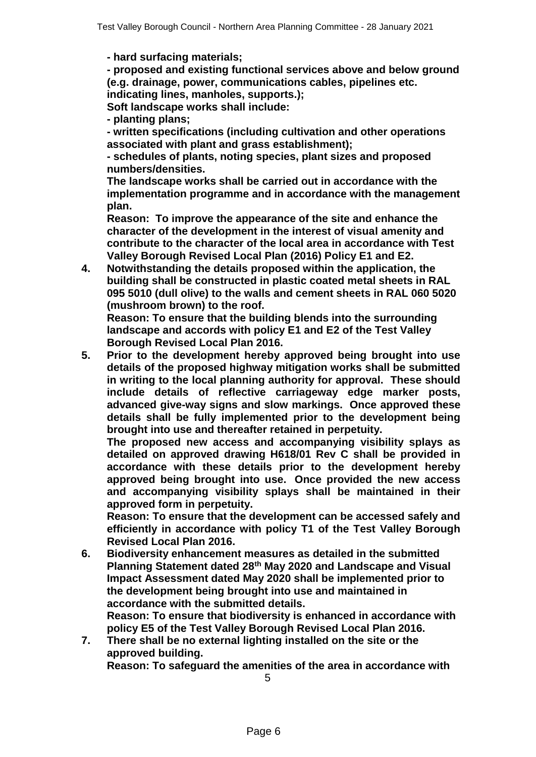**- hard surfacing materials;**

**- proposed and existing functional services above and below ground (e.g. drainage, power, communications cables, pipelines etc. indicating lines, manholes, supports.);**

**Soft landscape works shall include:**

**- planting plans;**

**- written specifications (including cultivation and other operations associated with plant and grass establishment);**

**- schedules of plants, noting species, plant sizes and proposed numbers/densities.**

**The landscape works shall be carried out in accordance with the implementation programme and in accordance with the management plan.**

**Reason: To improve the appearance of the site and enhance the character of the development in the interest of visual amenity and contribute to the character of the local area in accordance with Test Valley Borough Revised Local Plan (2016) Policy E1 and E2.**

4. **Notwithstanding the details proposed within the application, the building shall be constructed in plastic coated metal sheets in RAL 095 5010 (dull olive) to the walls and cement sheets in RAL 060 5020 (mushroom brown) to the roof.**

   **Reason: To ensure that the building blends into the surrounding landscape and accords with policy E1 and E2 of the Test Valley Borough Revised Local Plan 2016.**

5. **Prior to the development hereby approved being brought into use details of the proposed highway mitigation works shall be submitted in writing to the local planning authority for approval. These should include details of reflective carriageway edge marker posts, advanced give-way signs and slow markings. Once approved these details shall be fully implemented prior to the development being brought into use and thereafter retained in perpetuity.**

   **The proposed new access and accompanying visibility splays as detailed on approved drawing H618/01 Rev C shall be provided in accordance with these details prior to the development hereby approved being brought into use. Once provided the new access and accompanying visibility splays shall be maintained in their approved form in perpetuity.**

   **Reason: To ensure that the development can be accessed safely and efficiently in accordance with policy T1 of the Test Valley Borough Revised Local Plan 2016.**

6. **Biodiversity enhancement measures as detailed in the submitted Planning Statement dated 28th May 2020 and Landscape and Visual Impact Assessment dated May 2020 shall be implemented prior to the development being brought into use and maintained in accordance with the submitted details.**

   **Reason: To ensure that biodiversity is enhanced in accordance with policy E5 of the Test Valley Borough Revised Local Plan 2016.**

7. **There shall be no external lighting installed on the site or the approved building.**

   **Reason: To safeguard the amenities of the area in accordance with**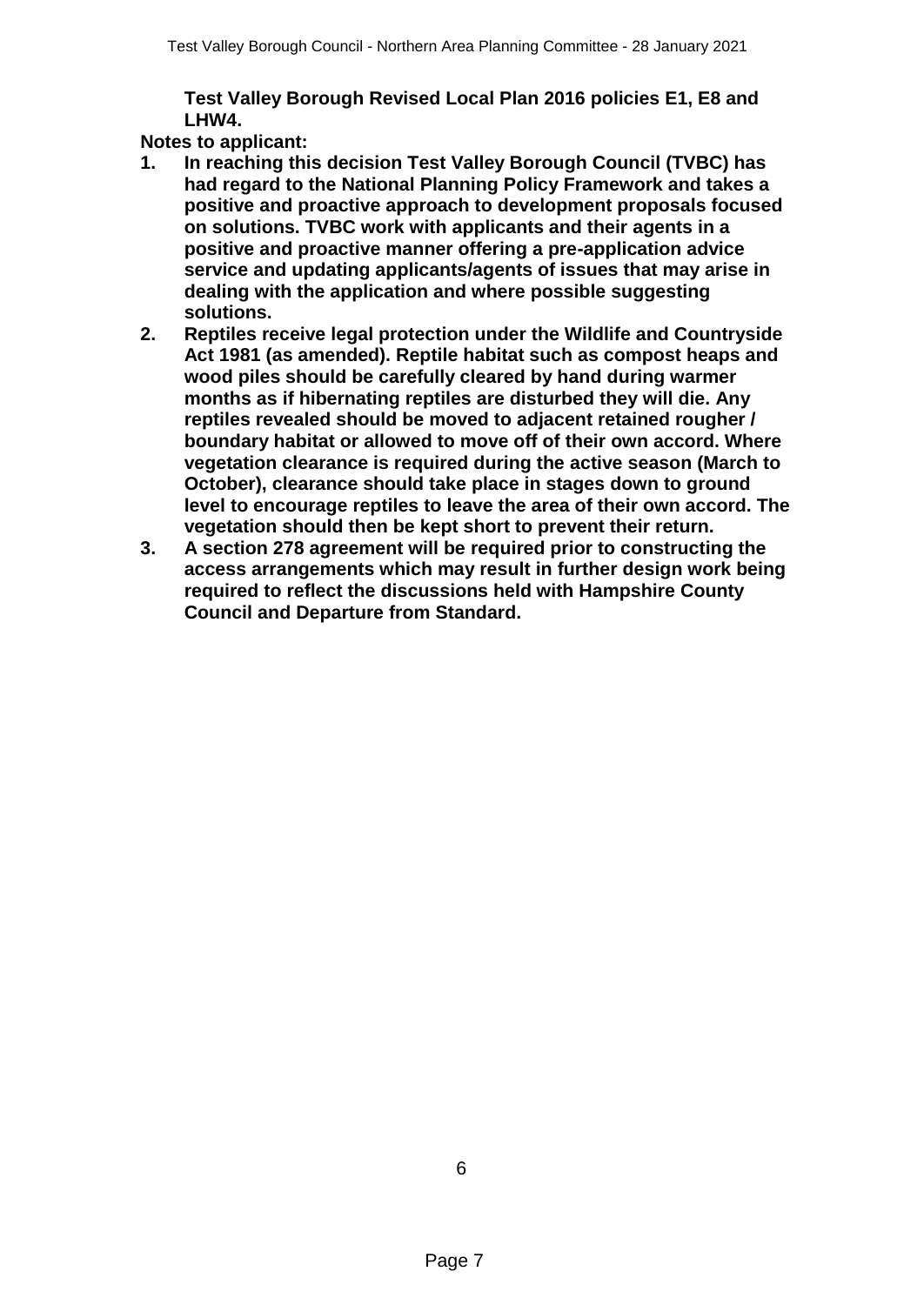**Test Valley Borough Revised Local Plan 2016 policies E1, E8 and LHW4.**

**Notes to applicant:**

1. **In reaching this decision Test Valley Borough Council (TVBC) has had regard to the National Planning Policy Framework and takes a positive and proactive approach to development proposals focused on solutions. TVBC work with applicants and their agents in a positive and proactive manner offering a pre-application advice service and updating applicants/agents of issues that may arise in dealing with the application and where possible suggesting solutions.**
2. **Reptiles receive legal protection under the Wildlife and Countryside Act 1981 (as amended). Reptile habitat such as compost heaps and wood piles should be carefully cleared by hand during warmer months as if hibernating reptiles are disturbed they will die. Any reptiles revealed should be moved to adjacent retained rougher / boundary habitat or allowed to move off of their own accord. Where vegetation clearance is required during the active season (March to October), clearance should take place in stages down to ground level to encourage reptiles to leave the area of their own accord. The vegetation should then be kept short to prevent their return.**
3. **A section 278 agreement will be required prior to constructing the access arrangements which may result in further design work being required to reflect the discussions held with Hampshire County Council and Departure from Standard.**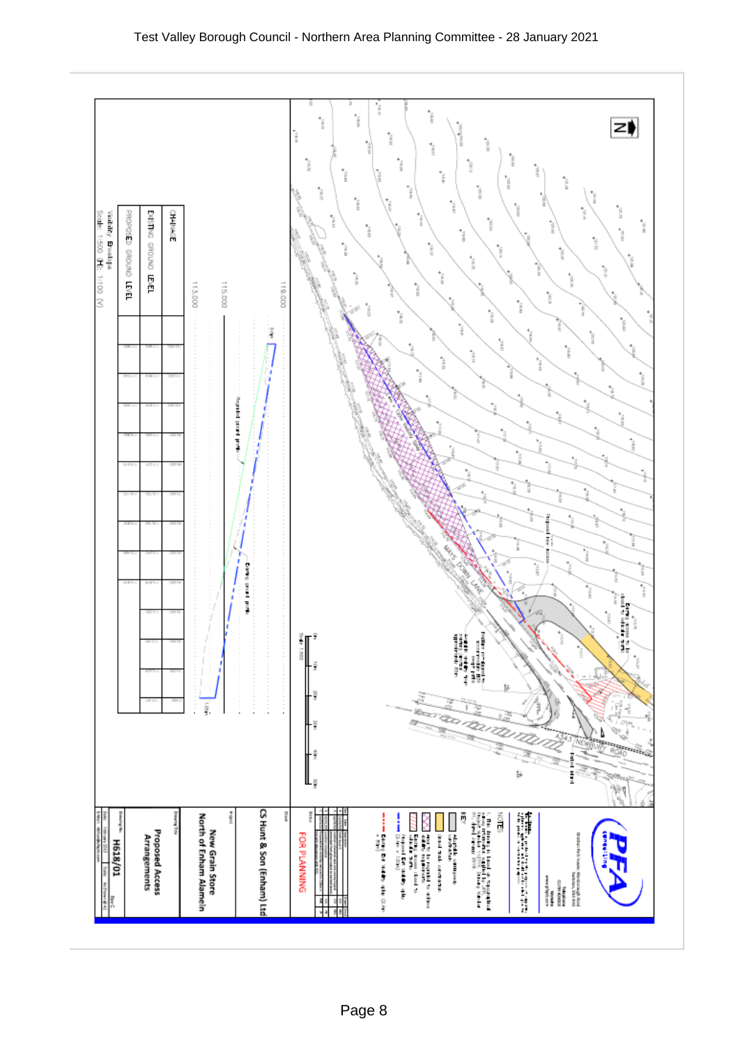CHAINAGE

EXISTING GROUND LEVEL

PROPOSED GROUND LEVEL

Visibility Envelope
Scale: 1:500 (H) 1:100 (V)

119.000

115.000

113.000

Required ground profile

Existing ground profile

MAYS DOWN LANE

A343 NEWBURY ROAD

Scale 1:500

0m 10m 20m 30m 40m 50m

NOTES

KEY

FOR PLANNING

CS Hunt & Son (Enham) Ltd

New Grain Store
North of Enham Alamein

Proposed Access Arrangements

H618/01

Rev C

PFA consulting